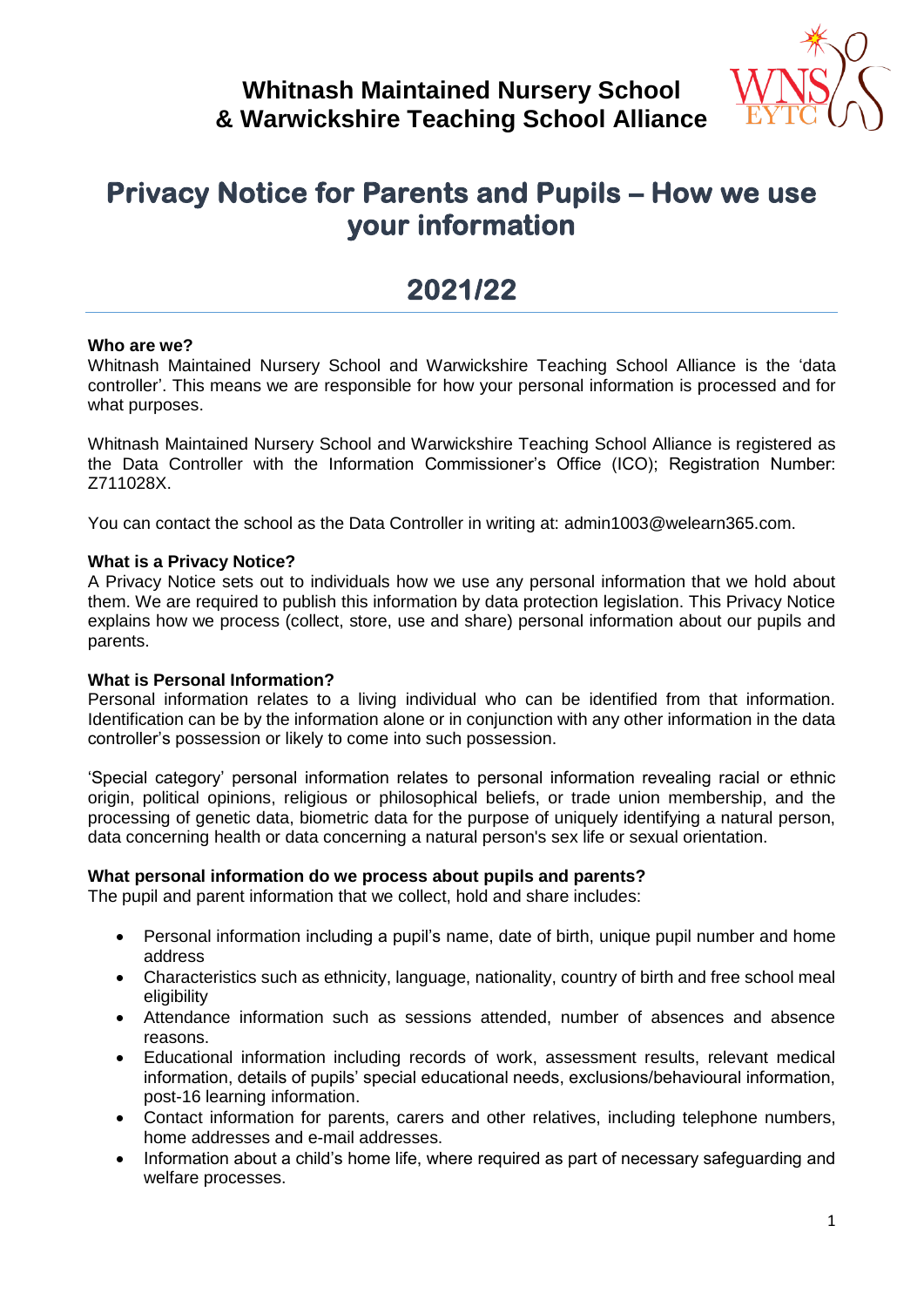**Whitnash Maintained Nursery School & Warwickshire Teaching School Alliance**

# Privacy Notice for Parents and Pupils – How we use your information

# 2021/22

### Who are we?

Whitnash Maintained Nursery School and Warwickshire Teaching School Alliance is the 'data controller'. This means we are responsible for how your personal information is processed and for what purposes.

Whitnash Maintained Nursery School and Warwickshire Teaching School Alliance is registered as the Data Controller with the Information Commissioner's Office (ICO); Registration Number: Z711028X.

You can contact the school as the Data Controller in writing at: admin1003@welearn365.com.

### What is a Privacy Notice?

A Privacy Notice sets out to individuals how we use any personal information that we hold about them. We are required to publish this information by data protection legislation. This Privacy Notice explains how we process (collect, store, use and share) personal information about our pupils and parents.

### What is Personal Information?

Personal information relates to a living individual who can be identified from that information. Identification can be by the information alone or in conjunction with any other information in the data controller's possession or likely to come into such possession.

'Special category' personal information relates to personal information revealing racial or ethnic origin, political opinions, religious or philosophical beliefs, or trade union membership, and the processing of genetic data, biometric data for the purpose of uniquely identifying a natural person, data concerning health or data concerning a natural person's sex life or sexual orientation.

### What personal information do we process about pupils and parents?

The pupil and parent information that we collect, hold and share includes:

- Personal information including a pupil's name, date of birth, unique pupil number and home address
- Characteristics such as ethnicity, language, nationality, country of birth and free school meal eligibility
- Attendance information such as sessions attended, number of absences and absence reasons.
- Educational information including records of work, assessment results, relevant medical information, details of pupils' special educational needs, exclusions/behavioural information, post-16 learning information.
- Contact information for parents, carers and other relatives, including telephone numbers, home addresses and e-mail addresses.
- Information about a child's home life, where required as part of necessary safeguarding and welfare processes.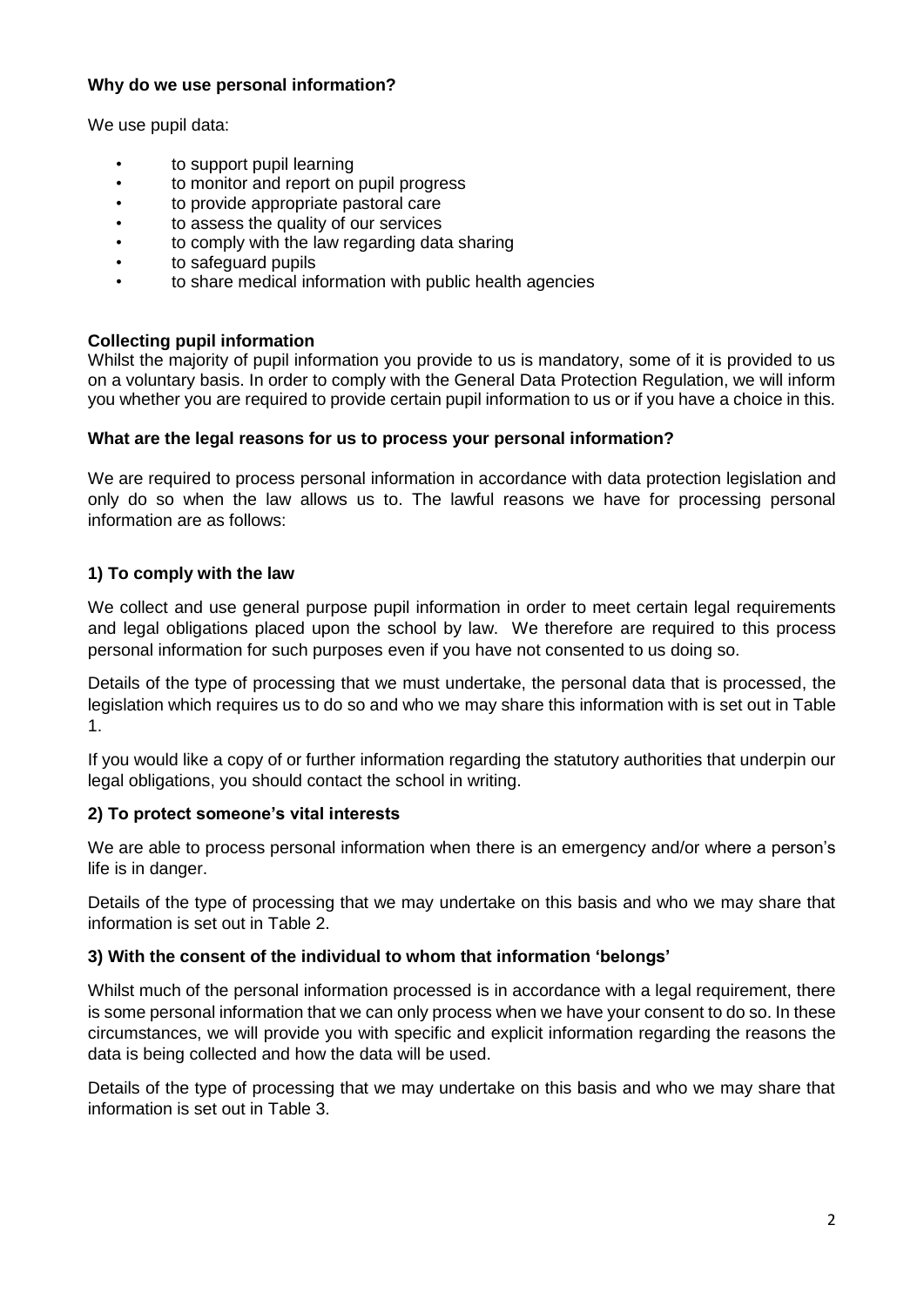**Why do we use personal information?**

We use pupil data:

- to support pupil learning
- to monitor and report on pupil progress
- to provide appropriate pastoral care
- to assess the quality of our services
- to comply with the law regarding data sharing
- to safeguard pupils
- to share medical information with public health agencies

**Collecting pupil information**

Whilst the majority of pupil information you provide to us is mandatory, some of it is provided to us on a voluntary basis. In order to comply with the General Data Protection Regulation, we will inform you whether you are required to provide certain pupil information to us or if you have a choice in this.

**What are the legal reasons for us to process your personal information?**

We are required to process personal information in accordance with data protection legislation and only do so when the law allows us to. The lawful reasons we have for processing personal information are as follows:

**1) To comply with the law**

We collect and use general purpose pupil information in order to meet certain legal requirements and legal obligations placed upon the school by law. We therefore are required to this process personal information for such purposes even if you have not consented to us doing so.

Details of the type of processing that we must undertake, the personal data that is processed, the legislation which requires us to do so and who we may share this information with is set out in Table 1.

If you would like a copy of or further information regarding the statutory authorities that underpin our legal obligations, you should contact the school in writing.

**2) To protect someone's vital interests**

We are able to process personal information when there is an emergency and/or where a person's life is in danger.

Details of the type of processing that we may undertake on this basis and who we may share that information is set out in Table 2.

**3) With the consent of the individual to whom that information 'belongs'**

Whilst much of the personal information processed is in accordance with a legal requirement, there is some personal information that we can only process when we have your consent to do so. In these circumstances, we will provide you with specific and explicit information regarding the reasons the data is being collected and how the data will be used.

Details of the type of processing that we may undertake on this basis and who we may share that information is set out in Table 3.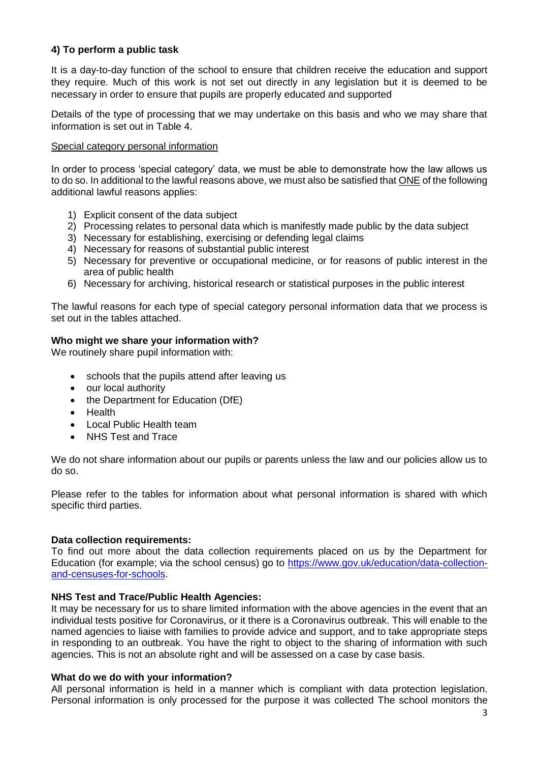**4) To perform a public task**

It is a day-to-day function of the school to ensure that children receive the education and support they require. Much of this work is not set out directly in any legislation but it is deemed to be necessary in order to ensure that pupils are properly educated and supported

Details of the type of processing that we may undertake on this basis and who we may share that information is set out in Table 4.

<u>Special category personal information</u>

In order to process 'special category' data, we must be able to demonstrate how the law allows us to do so. In additional to the lawful reasons above, we must also be satisfied that <u>ONE</u> of the following additional lawful reasons applies:

1) Explicit consent of the data subject
2) Processing relates to personal data which is manifestly made public by the data subject
3) Necessary for establishing, exercising or defending legal claims
4) Necessary for reasons of substantial public interest
5) Necessary for preventive or occupational medicine, or for reasons of public interest in the area of public health
6) Necessary for archiving, historical research or statistical purposes in the public interest

The lawful reasons for each type of special category personal information data that we process is set out in the tables attached.

**Who might we share your information with?**

We routinely share pupil information with:

- schools that the pupils attend after leaving us
- our local authority
- the Department for Education (DfE)
- Health
- Local Public Health team
- NHS Test and Trace

We do not share information about our pupils or parents unless the law and our policies allow us to do so.

Please refer to the tables for information about what personal information is shared with which specific third parties.

**Data collection requirements:**

To find out more about the data collection requirements placed on us by the Department for Education (for example; via the school census) go to [https://www.gov.uk/education/data-collection-and-censuses-for-schools](https://www.gov.uk/education/data-collection-and-censuses-for-schools).

**NHS Test and Trace/Public Health Agencies:**

It may be necessary for us to share limited information with the above agencies in the event that an individual tests positive for Coronavirus, or it there is a Coronavirus outbreak. This will enable to the named agencies to liaise with families to provide advice and support, and to take appropriate steps in responding to an outbreak. You have the right to object to the sharing of information with such agencies. This is not an absolute right and will be assessed on a case by case basis.

**What do we do with your information?**

All personal information is held in a manner which is compliant with data protection legislation. Personal information is only processed for the purpose it was collected The school monitors the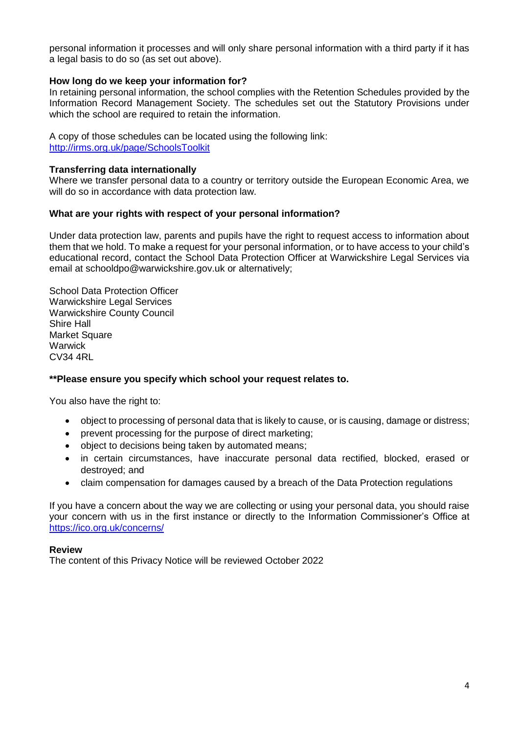personal information it processes and will only share personal information with a third party if it has a legal basis to do so (as set out above).

**How long do we keep your information for?**

In retaining personal information, the school complies with the Retention Schedules provided by the Information Record Management Society. The schedules set out the Statutory Provisions under which the school are required to retain the information.

A copy of those schedules can be located using the following link:
[http://irms.org.uk/page/SchoolsToolkit](http://irms.org.uk/page/SchoolsToolkit)

**Transferring data internationally**

Where we transfer personal data to a country or territory outside the European Economic Area, we will do so in accordance with data protection law.

**What are your rights with respect of your personal information?**

Under data protection law, parents and pupils have the right to request access to information about them that we hold. To make a request for your personal information, or to have access to your child's educational record, contact the School Data Protection Officer at Warwickshire Legal Services via email at schooldpo@warwickshire.gov.uk or alternatively;

School Data Protection Officer
Warwickshire Legal Services
Warwickshire County Council
Shire Hall
Market Square
Warwick
CV34 4RL

**\*\*Please ensure you specify which school your request relates to.**

You also have the right to:

- object to processing of personal data that is likely to cause, or is causing, damage or distress;
- prevent processing for the purpose of direct marketing;
- object to decisions being taken by automated means;
- in certain circumstances, have inaccurate personal data rectified, blocked, erased or destroyed; and
- claim compensation for damages caused by a breach of the Data Protection regulations

If you have a concern about the way we are collecting or using your personal data, you should raise your concern with us in the first instance or directly to the Information Commissioner's Office at [https://ico.org.uk/concerns/](https://ico.org.uk/concerns/)

**Review**

The content of this Privacy Notice will be reviewed October 2022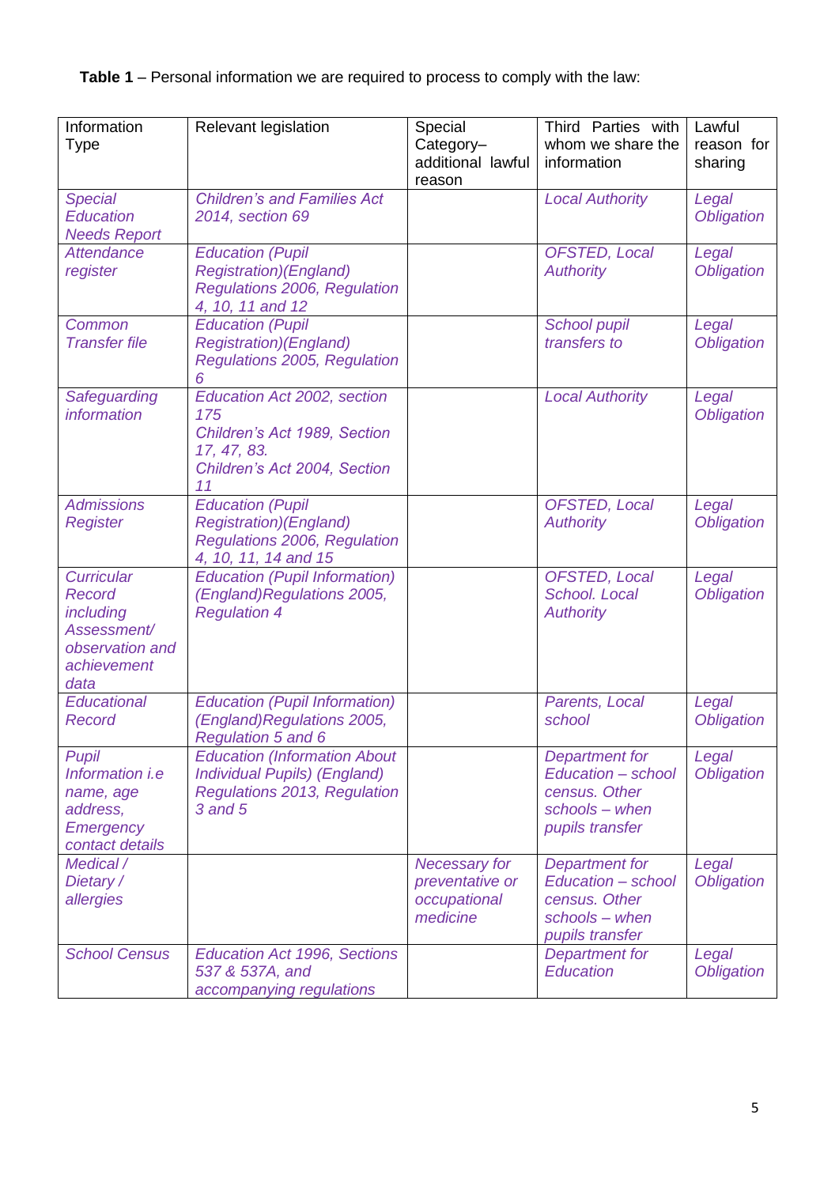**Table 1** – Personal information we are required to process to comply with the law:

| Information Type | Relevant legislation | Special Category– additional lawful reason | Third Parties with whom we share the information | Lawful reason for sharing |
|---|---|---|---|---|
| *Special Education Needs Report* | *Children's and Families Act 2014, section 69* | | *Local Authority* | *Legal Obligation* |
| *Attendance register* | *Education (Pupil Registration)(England) Regulations 2006, Regulation 4, 10, 11 and 12* | | *OFSTED, Local Authority* | *Legal Obligation* |
| *Common Transfer file* | *Education (Pupil Registration)(England) Regulations 2005, Regulation 6* | | *School pupil transfers to* | *Legal Obligation* |
| *Safeguarding information* | *Education Act 2002, section 175*<br>*Children's Act 1989, Section 17, 47, 83.*<br>*Children's Act 2004, Section 11* | | *Local Authority* | *Legal Obligation* |
| *Admissions Register* | *Education (Pupil Registration)(England) Regulations 2006, Regulation 4, 10, 11, 14 and 15* | | *OFSTED, Local Authority* | *Legal Obligation* |
| *Curricular Record including Assessment/ observation and achievement data* | *Education (Pupil Information) (England)Regulations 2005, Regulation 4* | | *OFSTED, Local School. Local Authority* | *Legal Obligation* |
| *Educational Record* | *Education (Pupil Information) (England)Regulations 2005, Regulation 5 and 6* | | *Parents, Local school* | *Legal Obligation* |
| *Pupil Information i.e name, age address, Emergency contact details* | *Education (Information About Individual Pupils) (England) Regulations 2013, Regulation 3 and 5* | | *Department for Education – school census. Other schools – when pupils transfer* | *Legal Obligation* |
| *Medical / Dietary / allergies* | | *Necessary for preventative or occupational medicine* | *Department for Education – school census. Other schools – when pupils transfer* | *Legal Obligation* |
| *School Census* | *Education Act 1996, Sections 537 & 537A, and accompanying regulations* | | *Department for Education* | *Legal Obligation* |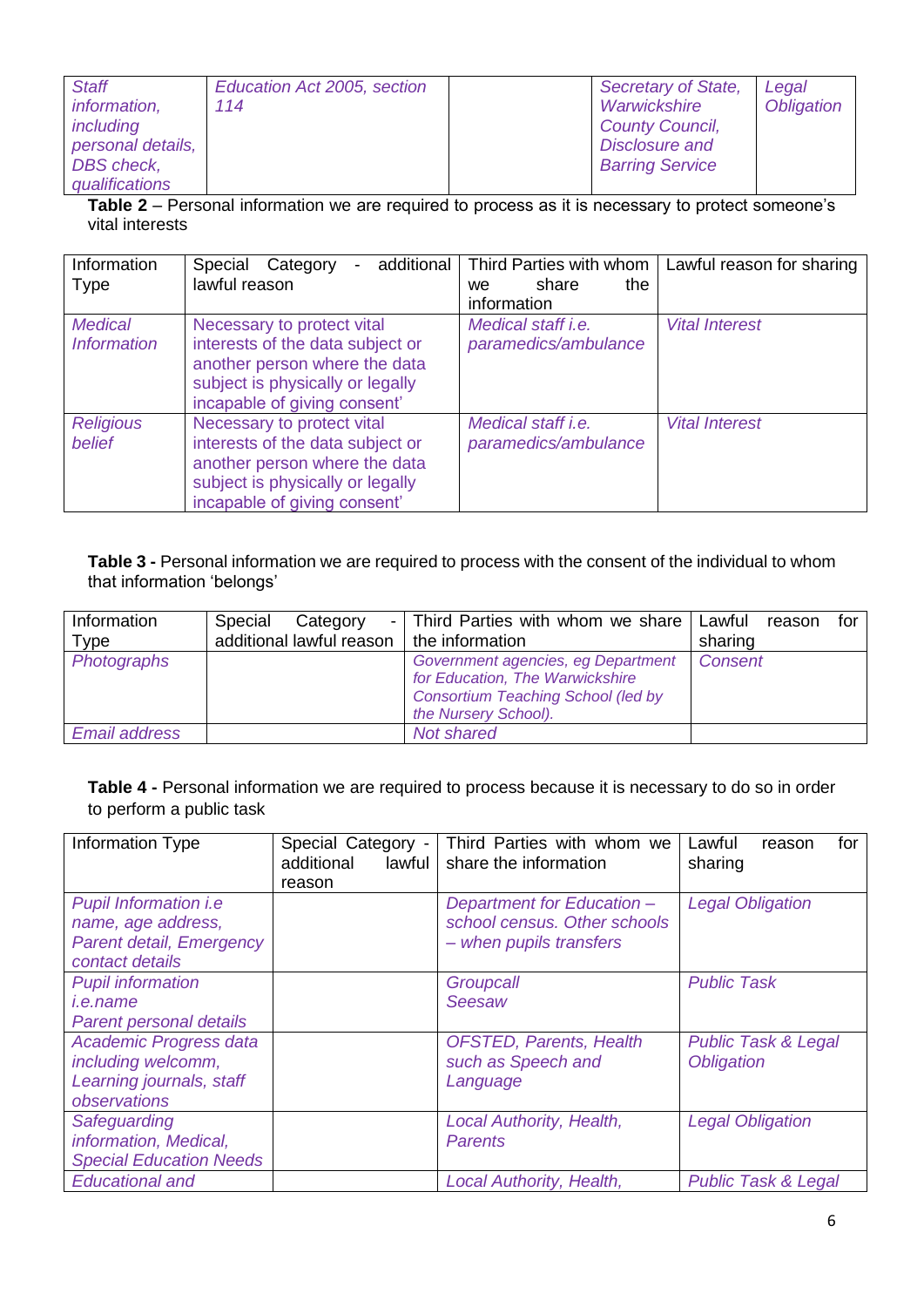| | | | | |
|---|---|---|---|---|
| *Staff information, including personal details, DBS check, qualifications* | *Education Act 2005, section 114* | | *Secretary of State, Warwickshire County Council, Disclosure and Barring Service* | *Legal Obligation* |

**Table 2** – Personal information we are required to process as it is necessary to protect someone's vital interests

| Information Type | Special Category - additional lawful reason | Third Parties with whom we share the information | Lawful reason for sharing |
|---|---|---|---|
| *Medical Information* | Necessary to protect vital interests of the data subject or another person where the data subject is physically or legally incapable of giving consent' | *Medical staff i.e. paramedics/ambulance* | *Vital Interest* |
| *Religious belief* | Necessary to protect vital interests of the data subject or another person where the data subject is physically or legally incapable of giving consent' | *Medical staff i.e. paramedics/ambulance* | *Vital Interest* |

**Table 3 -** Personal information we are required to process with the consent of the individual to whom that information 'belongs'

| Information Type | Special Category - additional lawful reason | Third Parties with whom we share the information | Lawful reason for sharing |
|---|---|---|---|
| *Photographs* | | *Government agencies, eg Department for Education, The Warwickshire Consortium Teaching School (led by the Nursery School).* | *Consent* |
| *Email address* | | *Not shared* | |

**Table 4 -** Personal information we are required to process because it is necessary to do so in order to perform a public task

| Information Type | Special Category - additional lawful reason | Third Parties with whom we share the information | Lawful reason for sharing |
|---|---|---|---|
| *Pupil Information i.e name, age address, Parent detail, Emergency contact details* | | *Department for Education – school census. Other schools – when pupils transfers* | *Legal Obligation* |
| *Pupil information i.e.name Parent personal details* | | *Groupcall Seesaw* | *Public Task* |
| *Academic Progress data including welcomm, Learning journals, staff observations* | | *OFSTED, Parents, Health such as Speech and Language* | *Public Task & Legal Obligation* |
| *Safeguarding information, Medical, Special Education Needs* | | *Local Authority, Health, Parents* | *Legal Obligation* |
| *Educational and* | | *Local Authority, Health,* | *Public Task & Legal* |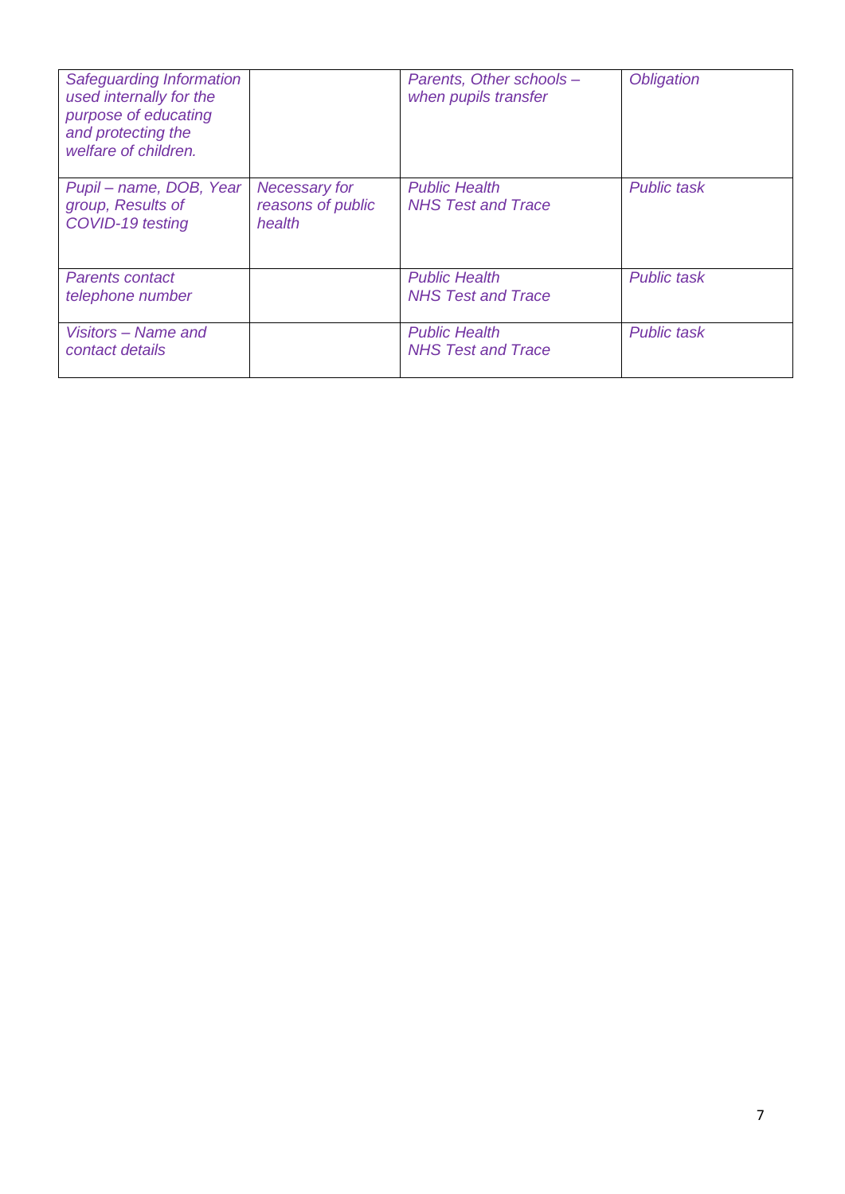| | | | |
|---|---|---|---|
| *Safeguarding Information used internally for the purpose of educating and protecting the welfare of children.* | | *Parents, Other schools – when pupils transfer* | *Obligation* |
| *Pupil – name, DOB, Year group, Results of COVID-19 testing* | *Necessary for reasons of public health* | *Public Health NHS Test and Trace* | *Public task* |
| *Parents contact telephone number* | | *Public Health NHS Test and Trace* | *Public task* |
| *Visitors – Name and contact details* | | *Public Health NHS Test and Trace* | *Public task* |